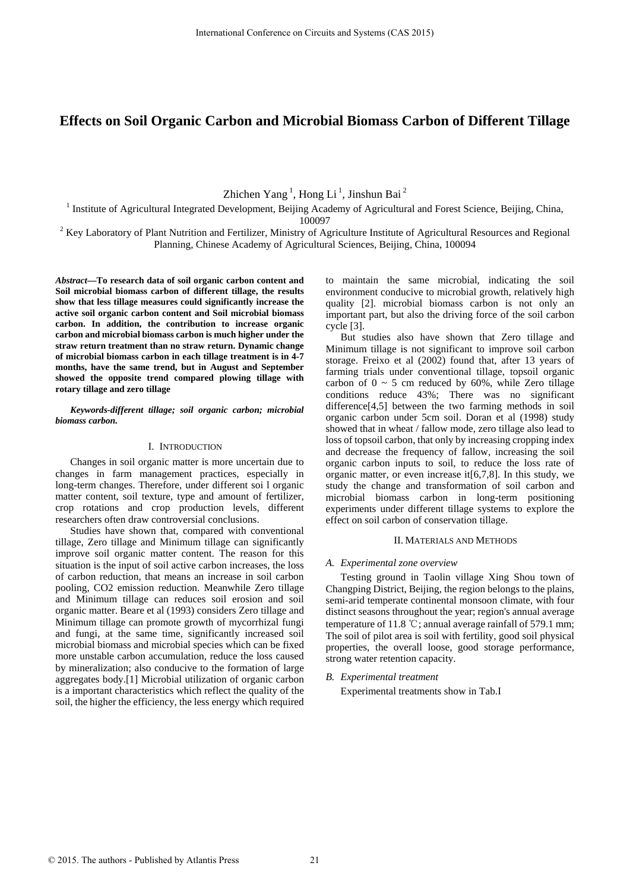# Effects on Soil Organic Carbon and Microbial Biomass Carbon of Different Tillage

Zhichen Yang [1], Hong Li [1], Jinshun Bai [2]

[1] Institute of Agricultural Integrated Development, Beijing Academy of Agricultural and Forest Science, Beijing, China, 100097

[2] Key Laboratory of Plant Nutrition and Fertilizer, Ministry of Agriculture Institute of Agricultural Resources and Regional Planning, Chinese Academy of Agricultural Sciences, Beijing, China, 100094

***Abstract*—To research data of soil organic carbon content and Soil microbial biomass carbon of different tillage, the results show that less tillage measures could significantly increase the active soil organic carbon content and Soil microbial biomass carbon. In addition, the contribution to increase organic carbon and microbial biomass carbon is much higher under the straw return treatment than no straw return. Dynamic change of microbial biomass carbon in each tillage treatment is in 4-7 months, have the same trend, but in August and September showed the opposite trend compared plowing tillage with rotary tillage and zero tillage**

***Keywords-different tillage; soil organic carbon; microbial biomass carbon.***

## I. Introduction

Changes in soil organic matter is more uncertain due to changes in farm management practices, especially in long-term changes. Therefore, under different soi l organic matter content, soil texture, type and amount of fertilizer, crop rotations and crop production levels, different researchers often draw controversial conclusions.

Studies have shown that, compared with conventional tillage, Zero tillage and Minimum tillage can significantly improve soil organic matter content. The reason for this situation is the input of soil active carbon increases, the loss of carbon reduction, that means an increase in soil carbon pooling, CO2 emission reduction. Meanwhile Zero tillage and Minimum tillage can reduces soil erosion and soil organic matter. Beare et al (1993) considers Zero tillage and Minimum tillage can promote growth of mycorrhizal fungi and fungi, at the same time, significantly increased soil microbial biomass and microbial species which can be fixed more unstable carbon accumulation, reduce the loss caused by mineralization; also conducive to the formation of large aggregates body.[1] Microbial utilization of organic carbon is a important characteristics which reflect the quality of the soil, the higher the efficiency, the less energy which required to maintain the same microbial, indicating the soil environment conducive to microbial growth, relatively high quality [2]. microbial biomass carbon is not only an important part, but also the driving force of the soil carbon cycle [3].

But studies also have shown that Zero tillage and Minimum tillage is not significant to improve soil carbon storage. Freixo et al (2002) found that, after 13 years of farming trials under conventional tillage, topsoil organic carbon of 0 ~ 5 cm reduced by 60%, while Zero tillage conditions reduce 43%; There was no significant difference[4,5] between the two farming methods in soil organic carbon under 5cm soil. Doran et al (1998) study showed that in wheat / fallow mode, zero tillage also lead to loss of topsoil carbon, that only by increasing cropping index and decrease the frequency of fallow, increasing the soil organic carbon inputs to soil, to reduce the loss rate of organic matter, or even increase it[6,7,8]. In this study, we study the change and transformation of soil carbon and microbial biomass carbon in long-term positioning experiments under different tillage systems to explore the effect on soil carbon of conservation tillage.

## II. Materials and Methods

### *A. Experimental zone overview*

Testing ground in Taolin village Xing Shou town of Changping District, Beijing, the region belongs to the plains, semi-arid temperate continental monsoon climate, with four distinct seasons throughout the year; region's annual average temperature of 11.8 ℃; annual average rainfall of 579.1 mm; The soil of pilot area is soil with fertility, good soil physical properties, the overall loose, good storage performance, strong water retention capacity.

### *B. Experimental treatment*

Experimental treatments show in Tab.I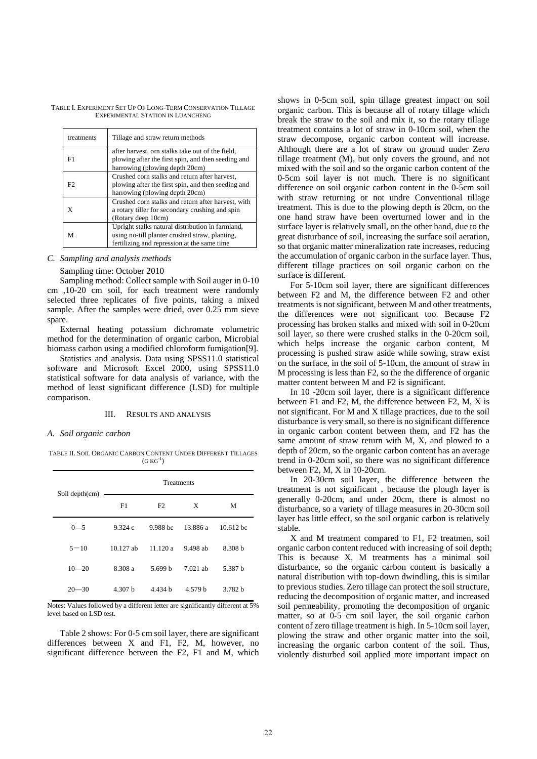TABLE I. EXPERIMENT SET UP OF LONG-TERM CONSERVATION TILLAGE EXPERIMENTAL STATION IN LUANCHENG

| treatments | Tillage and straw return methods |
| --- | --- |
| F1 | after harvest, orn stalks take out of the field, plowing after the first spin, and then seeding and harrowing (plowing depth 20cm) |
| F2 | Crushed corn stalks and return after harvest, plowing after the first spin, and then seeding and harrowing (plowing depth 20cm) |
| X | Crushed corn stalks and return after harvest, with a rotary tiller for secondary crushing and spin (Rotary deep 10cm) |
| M | Upright stalks natural distribution in farmland, using no-till planter crushed straw, planting, fertilizing and repression at the same time |

### *C. Sampling and analysis methods*

Sampling time: October 2010

Sampling method: Collect sample with Soil auger in 0-10 cm ,10-20 cm soil, for each treatment were randomly selected three replicates of five points, taking a mixed sample. After the samples were dried, over 0.25 mm sieve spare.

External heating potassium dichromate volumetric method for the determination of organic carbon, Microbial biomass carbon using a modified chloroform fumigation[9].

Statistics and analysis. Data using SPSS11.0 statistical software and Microsoft Excel 2000, using SPSS11.0 statistical software for data analysis of variance, with the method of least significant difference (LSD) for multiple comparison.

## III. RESULTS AND ANALYSIS

### *A. Soil organic carbon*

TABLE II. SOIL ORGANIC CARBON CONTENT UNDER DIFFERENT TILLAGES ($G\ KG^{-1}$)

| Soil depth(cm) | Treatments | | | |
| --- | --- | --- | --- | --- |
| | F1 | F2 | X | M |
| 0—5 | 9.324 c | 9.988 bc | 13.886 a | 10.612 bc |
| 5－10 | 10.127 ab | 11.120 a | 9.498 ab | 8.308 b |
| 10—20 | 8.308 a | 5.699 b | 7.021 ab | 5.387 b |
| 20—30 | 4.307 b | 4.434 b | 4.579 b | 3.782 b |

Notes: Values followed by a different letter are significantly different at 5% level based on LSD test.

Table 2 shows: For 0-5 cm soil layer, there are significant differences between X and F1, F2, M, however, no significant difference between the F2, F1 and M, which shows in 0-5cm soil, spin tillage greatest impact on soil organic carbon. This is because all of rotary tillage which break the straw to the soil and mix it, so the rotary tillage treatment contains a lot of straw in 0-10cm soil, when the straw decompose, organic carbon content will increase. Although there are a lot of straw on ground under Zero tillage treatment (M), but only covers the ground, and not mixed with the soil and so the organic carbon content of the 0-5cm soil layer is not much. There is no significant difference on soil organic carbon content in the 0-5cm soil with straw returning or not undre Conventional tillage treatment. This is due to the plowing depth is 20cm, on the one hand straw have been overturned lower and in the surface layer is relatively small, on the other hand, due to the great disturbance of soil, increasing the surface soil aeration, so that organic matter mineralization rate increases, reducing the accumulation of organic carbon in the surface layer. Thus, different tillage practices on soil organic carbon on the surface is different.

For 5-10cm soil layer, there are significant differences between F2 and M, the difference between F2 and other treatments is not significant, between M and other treatments, the differences were not significant too. Because F2 processing has broken stalks and mixed with soil in 0-20cm soil layer, so there were crushed stalks in the 0-20cm soil, which helps increase the organic carbon content, M processing is pushed straw aside while sowing, straw exist on the surface, in the soil of 5-10cm, the amount of straw in M processing is less than F2, so the the difference of organic matter content between M and F2 is significant.

In 10 -20cm soil layer, there is a significant difference between F1 and F2, M, the difference between F2, M, X is not significant. For M and X tillage practices, due to the soil disturbance is very small, so there is no significant difference in organic carbon content between them, and F2 has the same amount of straw return with M, X, and plowed to a depth of 20cm, so the organic carbon content has an average trend in 0-20cm soil, so there was no significant difference between F2, M, X in 10-20cm.

In 20-30cm soil layer, the difference between the treatment is not significant , because the plough layer is generally 0-20cm, and under 20cm, there is almost no disturbance, so a variety of tillage measures in 20-30cm soil layer has little effect, so the soil organic carbon is relatively stable.

X and M treatment compared to F1, F2 treatmen, soil organic carbon content reduced with increasing of soil depth; This is because X, M treatments has a minimal soil disturbance, so the organic carbon content is basically a natural distribution with top-down dwindling, this is similar to previous studies. Zero tillage can protect the soil structure, reducing the decomposition of organic matter, and increased soil permeability, promoting the decomposition of organic matter, so at 0-5 cm soil layer, the soil organic carbon content of zero tillage treatment is high. In 5-10cm soil layer, plowing the straw and other organic matter into the soil, increasing the organic carbon content of the soil. Thus, violently disturbed soil applied more important impact on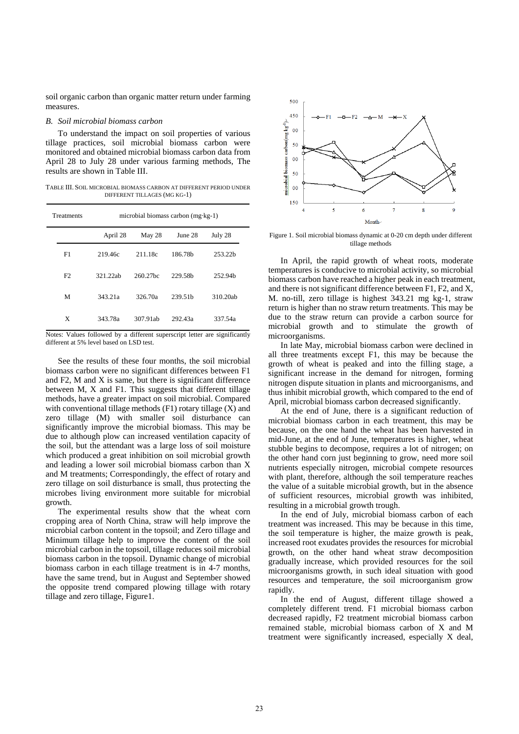soil organic carbon than organic matter return under farming measures.

### *B. Soil microbial biomass carbon*

To understand the impact on soil properties of various tillage practices, soil microbial biomass carbon were monitored and obtained microbial biomass carbon data from April 28 to July 28 under various farming methods, The results are shown in Table III.

TABLE III. SOIL MICROBIAL BIOMASS CARBON AT DIFFERENT PERIOD UNDER DIFFERENT TILLAGES (MG KG-1)

| Treatments | microbial biomass carbon (mg·kg-1) | | | |
|---|---|---|---|---|
| | April 28 | May 28 | June 28 | July 28 |
| F1 | 219.46c | 211.18c | 186.78b | 253.22b |
| F2 | 321.22ab | 260.27bc | 229.58b | 252.94b |
| M | 343.21a | 326.70a | 239.51b | 310.20ab |
| X | 343.78a | 307.91ab | 292.43a | 337.54a |

Notes: Values followed by a different superscript letter are significantly different at 5% level based on LSD test.

See the results of these four months, the soil microbial biomass carbon were no significant differences between F1 and F2, M and X is same, but there is significant difference between M, X and F1. This suggests that different tillage methods, have a greater impact on soil microbial. Compared with conventional tillage methods (F1) rotary tillage (X) and zero tillage (M) with smaller soil disturbance can significantly improve the microbial biomass. This may be due to although plow can increased ventilation capacity of the soil, but the attendant was a large loss of soil moisture which produced a great inhibition on soil microbial growth and leading a lower soil microbial biomass carbon than X and M treatments; Correspondingly, the effect of rotary and zero tillage on soil disturbance is small, thus protecting the microbes living environment more suitable for microbial growth.

The experimental results show that the wheat corn cropping area of North China, straw will help improve the microbial carbon content in the topsoil; and Zero tillage and Minimum tillage help to improve the content of the soil microbial carbon in the topsoil, tillage reduces soil microbial biomass carbon in the topsoil. Dynamic change of microbial biomass carbon in each tillage treatment is in 4-7 months, have the same trend, but in August and September showed the opposite trend compared plowing tillage with rotary tillage and zero tillage, Figure1.

Figure 1. Soil microbial biomass dynamic at 0-20 cm depth under different tillage methods

In April, the rapid growth of wheat roots, moderate temperatures is conducive to microbial activity, so microbial biomass carbon have reached a higher peak in each treatment, and there is not significant difference between F1, F2, and X, M. no-till, zero tillage is highest 343.21 mg kg-1, straw return is higher than no straw return treatments. This may be due to the straw return can provide a carbon source for microbial growth and to stimulate the growth of microorganisms.

In late May, microbial biomass carbon were declined in all three treatments except F1, this may be because the growth of wheat is peaked and into the filling stage, a significant increase in the demand for nitrogen, forming nitrogen dispute situation in plants and microorganisms, and thus inhibit microbial growth, which compared to the end of April, microbial biomass carbon decreased significantly.

At the end of June, there is a significant reduction of microbial biomass carbon in each treatment, this may be because, on the one hand the wheat has been harvested in mid-June, at the end of June, temperatures is higher, wheat stubble begins to decompose, requires a lot of nitrogen; on the other hand corn just beginning to grow, need more soil nutrients especially nitrogen, microbial compete resources with plant, therefore, although the soil temperature reaches the value of a suitable microbial growth, but in the absence of sufficient resources, microbial growth was inhibited, resulting in a microbial growth trough.

In the end of July, microbial biomass carbon of each treatment was increased. This may be because in this time, the soil temperature is higher, the maize growth is peak, increased root exudates provides the resources for microbial growth, on the other hand wheat straw decomposition gradually increase, which provided resources for the soil microorganisms growth, in such ideal situation with good resources and temperature, the soil microorganism grow rapidly.

In the end of August, different tillage showed a completely different trend. F1 microbial biomass carbon decreased rapidly, F2 treatment microbial biomass carbon remained stable, microbial biomass carbon of X and M treatment were significantly increased, especially X deal,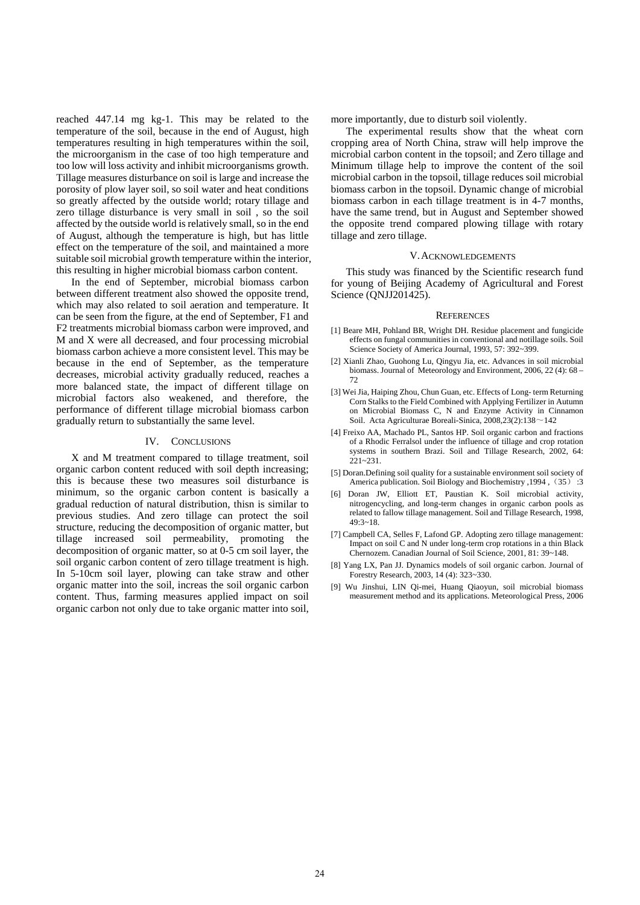reached 447.14 mg kg-1. This may be related to the temperature of the soil, because in the end of August, high temperatures resulting in high temperatures within the soil, the microorganism in the case of too high temperature and too low will loss activity and inhibit microorganisms growth. Tillage measures disturbance on soil is large and increase the porosity of plow layer soil, so soil water and heat conditions so greatly affected by the outside world; rotary tillage and zero tillage disturbance is very small in soil , so the soil affected by the outside world is relatively small, so in the end of August, although the temperature is high, but has little effect on the temperature of the soil, and maintained a more suitable soil microbial growth temperature within the interior, this resulting in higher microbial biomass carbon content.

In the end of September, microbial biomass carbon between different treatment also showed the opposite trend, which may also related to soil aeration and temperature. It can be seen from the figure, at the end of September, F1 and F2 treatments microbial biomass carbon were improved, and M and X were all decreased, and four processing microbial biomass carbon achieve a more consistent level. This may be because in the end of September, as the temperature decreases, microbial activity gradually reduced, reaches a more balanced state, the impact of different tillage on microbial factors also weakened, and therefore, the performance of different tillage microbial biomass carbon gradually return to substantially the same level.

## IV. Conclusions

X and M treatment compared to tillage treatment, soil organic carbon content reduced with soil depth increasing; this is because these two measures soil disturbance is minimum, so the organic carbon content is basically a gradual reduction of natural distribution, thisn is similar to previous studies. And zero tillage can protect the soil structure, reducing the decomposition of organic matter, but tillage increased soil permeability, promoting the decomposition of organic matter, so at 0-5 cm soil layer, the soil organic carbon content of zero tillage treatment is high. In 5-10cm soil layer, plowing can take straw and other organic matter into the soil, increas the soil organic carbon content. Thus, farming measures applied impact on soil organic carbon not only due to take organic matter into soil, more importantly, due to disturb soil violently.

The experimental results show that the wheat corn cropping area of North China, straw will help improve the microbial carbon content in the topsoil; and Zero tillage and Minimum tillage help to improve the content of the soil microbial carbon in the topsoil, tillage reduces soil microbial biomass carbon in the topsoil. Dynamic change of microbial biomass carbon in each tillage treatment is in 4-7 months, have the same trend, but in August and September showed the opposite trend compared plowing tillage with rotary tillage and zero tillage.

## V. Acknowledgements

This study was financed by the Scientific research fund for young of Beijing Academy of Agricultural and Forest Science (QNJJ201425).

## References

[1] Beare MH, Pohland BR, Wright DH. Residue placement and fungicide effects on fungal communities in conventional and notillage soils. Soil Science Society of America Journal, 1993, 57: 392~399.

[2] Xianli Zhao, Guohong Lu, Qingyu Jia, etc. Advances in soil microbial biomass. Journal of Meteorology and Environment, 2006, 22 (4): 68 – 72

[3] Wei Jia, Haiping Zhou, Chun Guan, etc. Effects of Long- term Returning Corn Stalks to the Field Combined with Applying Fertilizer in Autumn on Microbial Biomass C, N and Enzyme Activity in Cinnamon Soil. Acta Agriculturae Boreali-Sinica, 2008,23(2):138～142

[4] Freixo AA, Machado PL, Santos HP. Soil organic carbon and fractions of a Rhodic Ferralsol under the influence of tillage and crop rotation systems in southern Brazi. Soil and Tillage Research, 2002, 64: 221~231.

[5] Doran.Defining soil quality for a sustainable environment soil society of America publication. Soil Biology and Biochemistry ,1994 ,（35）:3

[6] Doran JW, Elliott ET, Paustian K. Soil microbial activity, nitrogencycling, and long-term changes in organic carbon pools as related to fallow tillage management. Soil and Tillage Research, 1998, 49:3~18.

[7] Campbell CA, Selles F, Lafond GP. Adopting zero tillage management: Impact on soil C and N under long-term crop rotations in a thin Black Chernozem. Canadian Journal of Soil Science, 2001, 81: 39~148.

[8] Yang LX, Pan JJ. Dynamics models of soil organic carbon. Journal of Forestry Research, 2003, 14 (4): 323~330.

[9] Wu Jinshui, LIN Qi-mei, Huang Qiaoyun, soil microbial biomass measurement method and its applications. Meteorological Press, 2006